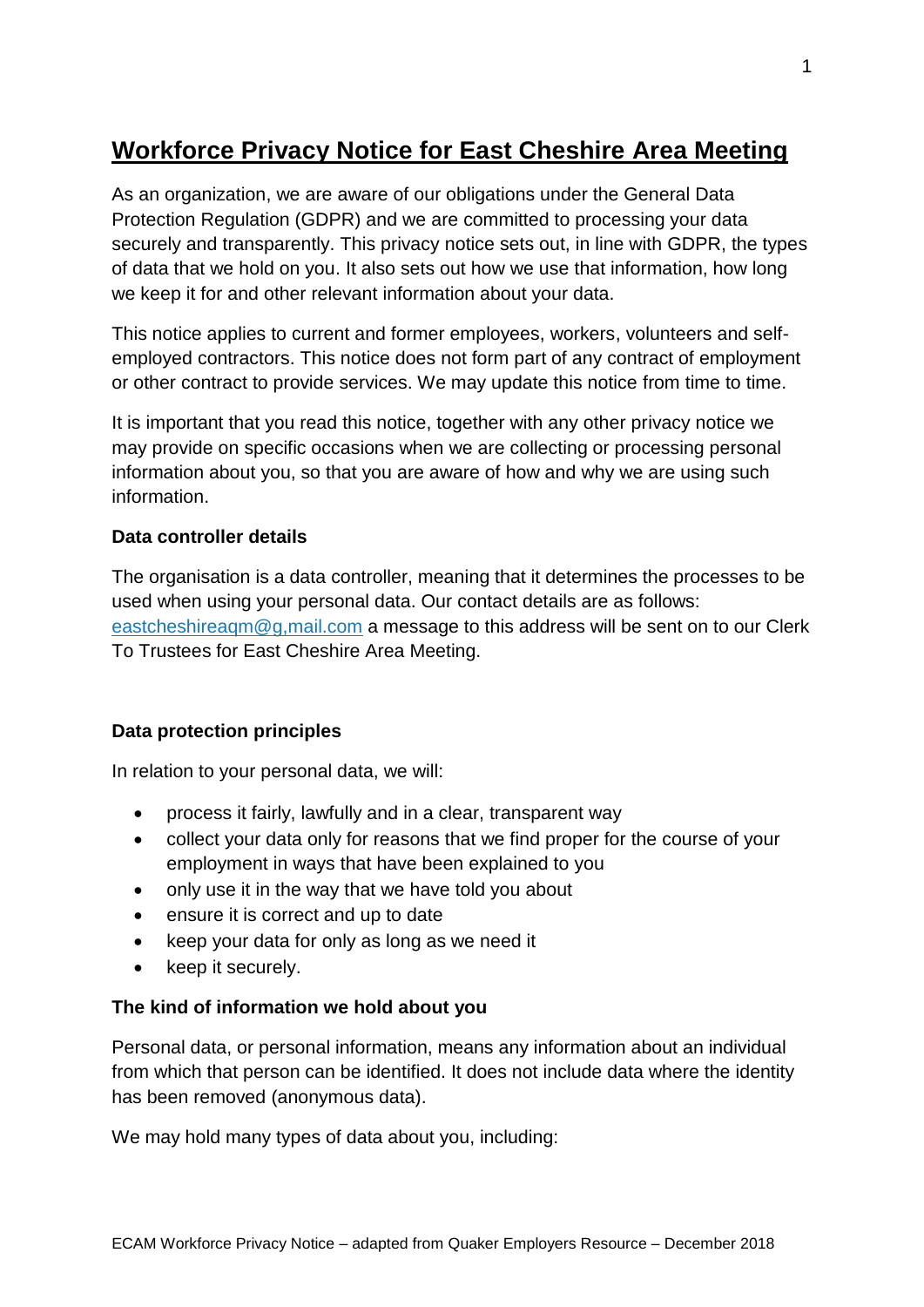# Workforce Privacy Notice for East Cheshire Area Meeting

As an organization, we are aware of our obligations under the General Data Protection Regulation (GDPR) and we are committed to processing your data securely and transparently. This privacy notice sets out, in line with GDPR, the types of data that we hold on you. It also sets out how we use that information, how long we keep it for and other relevant information about your data.

This notice applies to current and former employees, workers, volunteers and self-employed contractors. This notice does not form part of any contract of employment or other contract to provide services. We may update this notice from time to time.

It is important that you read this notice, together with any other privacy notice we may provide on specific occasions when we are collecting or processing personal information about you, so that you are aware of how and why we are using such information.

**Data controller details**

The organisation is a data controller, meaning that it determines the processes to be used when using your personal data. Our contact details are as follows: eastcheshireaqm@g,mail.com a message to this address will be sent on to our Clerk To Trustees for East Cheshire Area Meeting.

**Data protection principles**

In relation to your personal data, we will:

- process it fairly, lawfully and in a clear, transparent way
- collect your data only for reasons that we find proper for the course of your employment in ways that have been explained to you
- only use it in the way that we have told you about
- ensure it is correct and up to date
- keep your data for only as long as we need it
- keep it securely.

**The kind of information we hold about you**

Personal data, or personal information, means any information about an individual from which that person can be identified. It does not include data where the identity has been removed (anonymous data).

We may hold many types of data about you, including: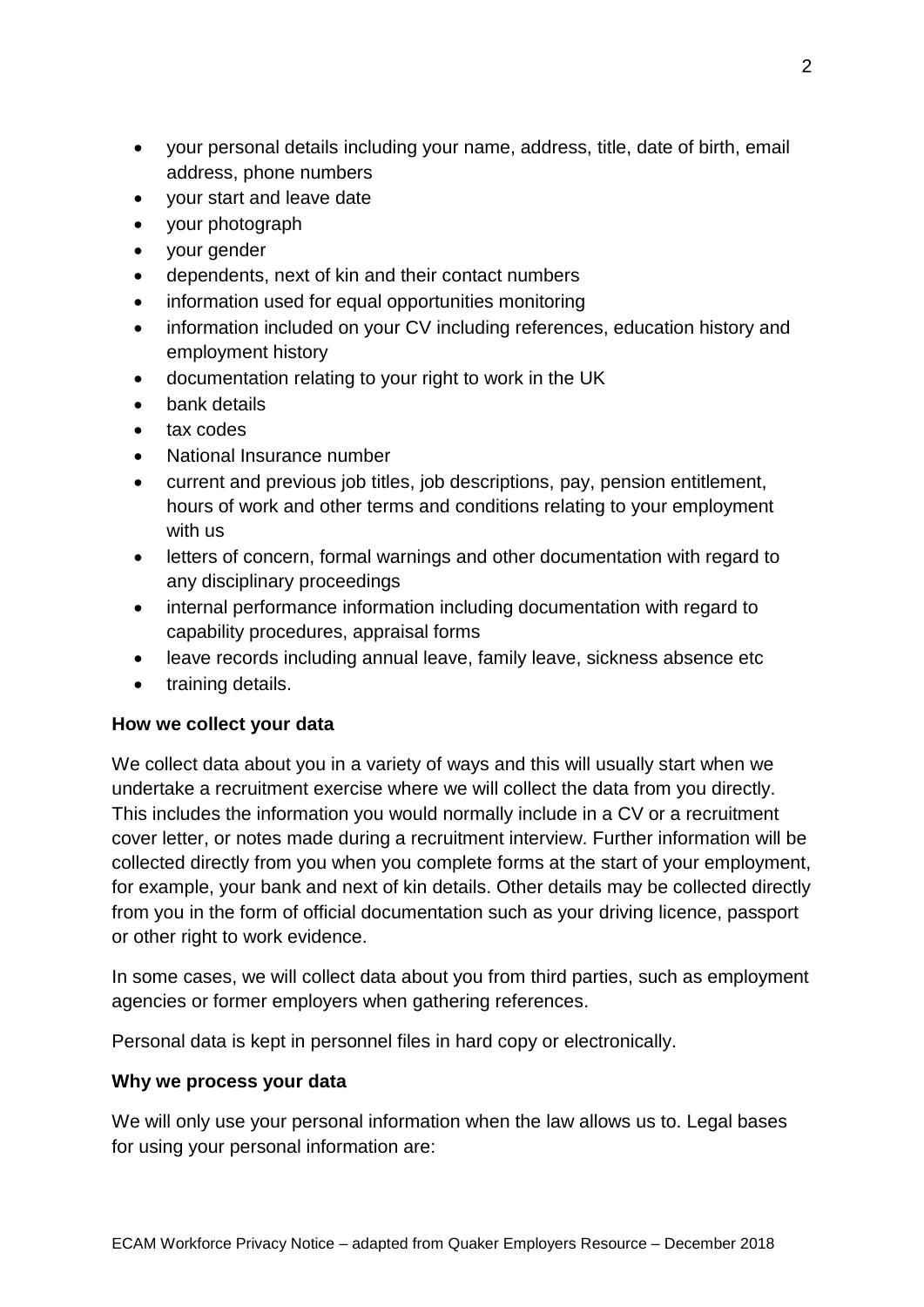- your personal details including your name, address, title, date of birth, email address, phone numbers
- your start and leave date
- your photograph
- your gender
- dependents, next of kin and their contact numbers
- information used for equal opportunities monitoring
- information included on your CV including references, education history and employment history
- documentation relating to your right to work in the UK
- bank details
- tax codes
- National Insurance number
- current and previous job titles, job descriptions, pay, pension entitlement, hours of work and other terms and conditions relating to your employment with us
- letters of concern, formal warnings and other documentation with regard to any disciplinary proceedings
- internal performance information including documentation with regard to capability procedures, appraisal forms
- leave records including annual leave, family leave, sickness absence etc
- training details.

**How we collect your data**

We collect data about you in a variety of ways and this will usually start when we undertake a recruitment exercise where we will collect the data from you directly. This includes the information you would normally include in a CV or a recruitment cover letter, or notes made during a recruitment interview. Further information will be collected directly from you when you complete forms at the start of your employment, for example, your bank and next of kin details. Other details may be collected directly from you in the form of official documentation such as your driving licence, passport or other right to work evidence.

In some cases, we will collect data about you from third parties, such as employment agencies or former employers when gathering references.

Personal data is kept in personnel files in hard copy or electronically.

**Why we process your data**

We will only use your personal information when the law allows us to. Legal bases for using your personal information are: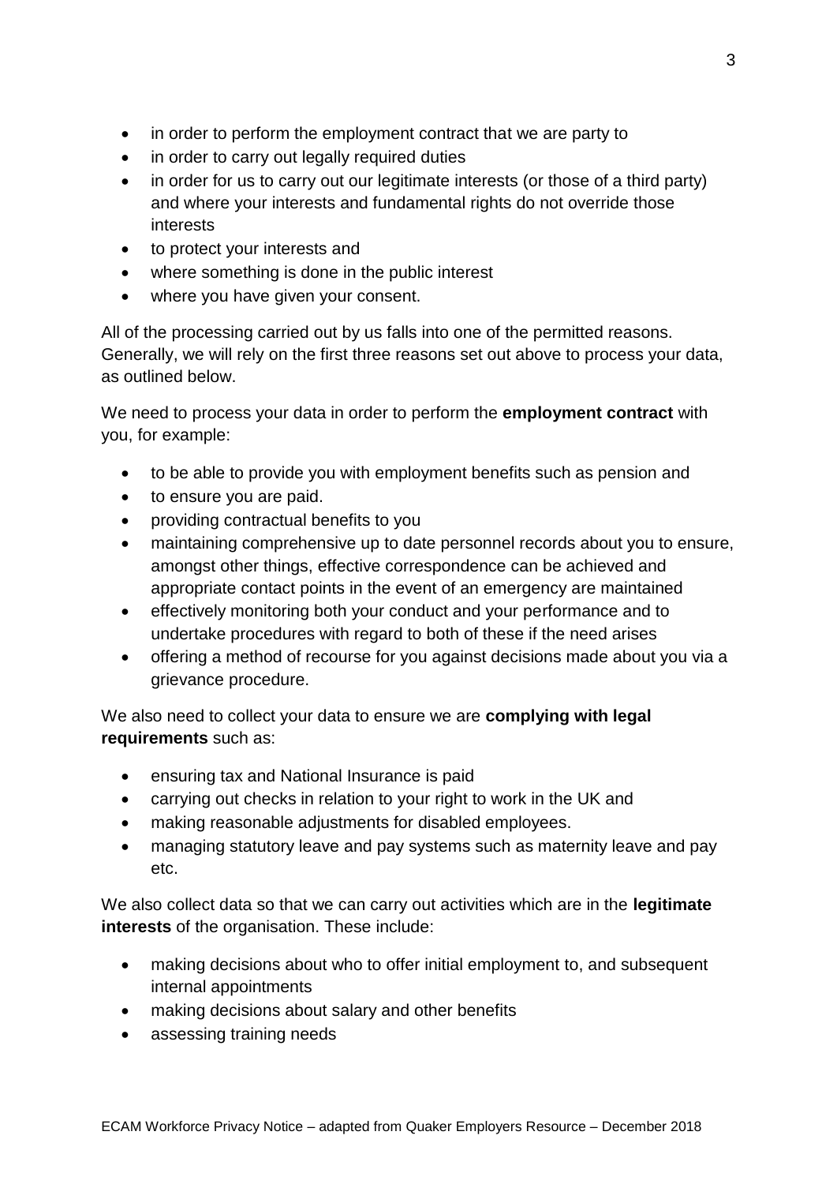- in order to perform the employment contract that we are party to
- in order to carry out legally required duties
- in order for us to carry out our legitimate interests (or those of a third party) and where your interests and fundamental rights do not override those interests
- to protect your interests and
- where something is done in the public interest
- where you have given your consent.

All of the processing carried out by us falls into one of the permitted reasons. Generally, we will rely on the first three reasons set out above to process your data, as outlined below.

We need to process your data in order to perform the **employment contract** with you, for example:

- to be able to provide you with employment benefits such as pension and
- to ensure you are paid.
- providing contractual benefits to you
- maintaining comprehensive up to date personnel records about you to ensure, amongst other things, effective correspondence can be achieved and appropriate contact points in the event of an emergency are maintained
- effectively monitoring both your conduct and your performance and to undertake procedures with regard to both of these if the need arises
- offering a method of recourse for you against decisions made about you via a grievance procedure.

We also need to collect your data to ensure we are **complying with legal requirements** such as:

- ensuring tax and National Insurance is paid
- carrying out checks in relation to your right to work in the UK and
- making reasonable adjustments for disabled employees.
- managing statutory leave and pay systems such as maternity leave and pay etc.

We also collect data so that we can carry out activities which are in the **legitimate interests** of the organisation. These include:

- making decisions about who to offer initial employment to, and subsequent internal appointments
- making decisions about salary and other benefits
- assessing training needs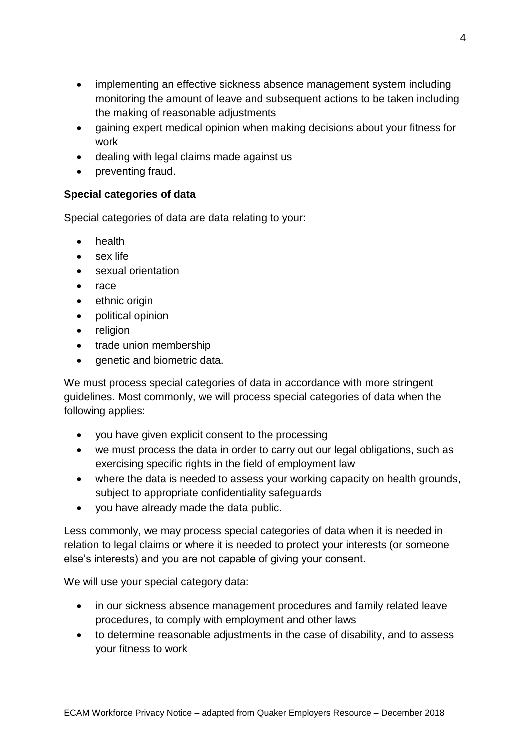- implementing an effective sickness absence management system including monitoring the amount of leave and subsequent actions to be taken including the making of reasonable adjustments
- gaining expert medical opinion when making decisions about your fitness for work
- dealing with legal claims made against us
- preventing fraud.

**Special categories of data**

Special categories of data are data relating to your:

- health
- sex life
- sexual orientation
- race
- ethnic origin
- political opinion
- religion
- trade union membership
- genetic and biometric data.

We must process special categories of data in accordance with more stringent guidelines. Most commonly, we will process special categories of data when the following applies:

- you have given explicit consent to the processing
- we must process the data in order to carry out our legal obligations, such as exercising specific rights in the field of employment law
- where the data is needed to assess your working capacity on health grounds, subject to appropriate confidentiality safeguards
- you have already made the data public.

Less commonly, we may process special categories of data when it is needed in relation to legal claims or where it is needed to protect your interests (or someone else's interests) and you are not capable of giving your consent.

We will use your special category data:

- in our sickness absence management procedures and family related leave procedures, to comply with employment and other laws
- to determine reasonable adjustments in the case of disability, and to assess your fitness to work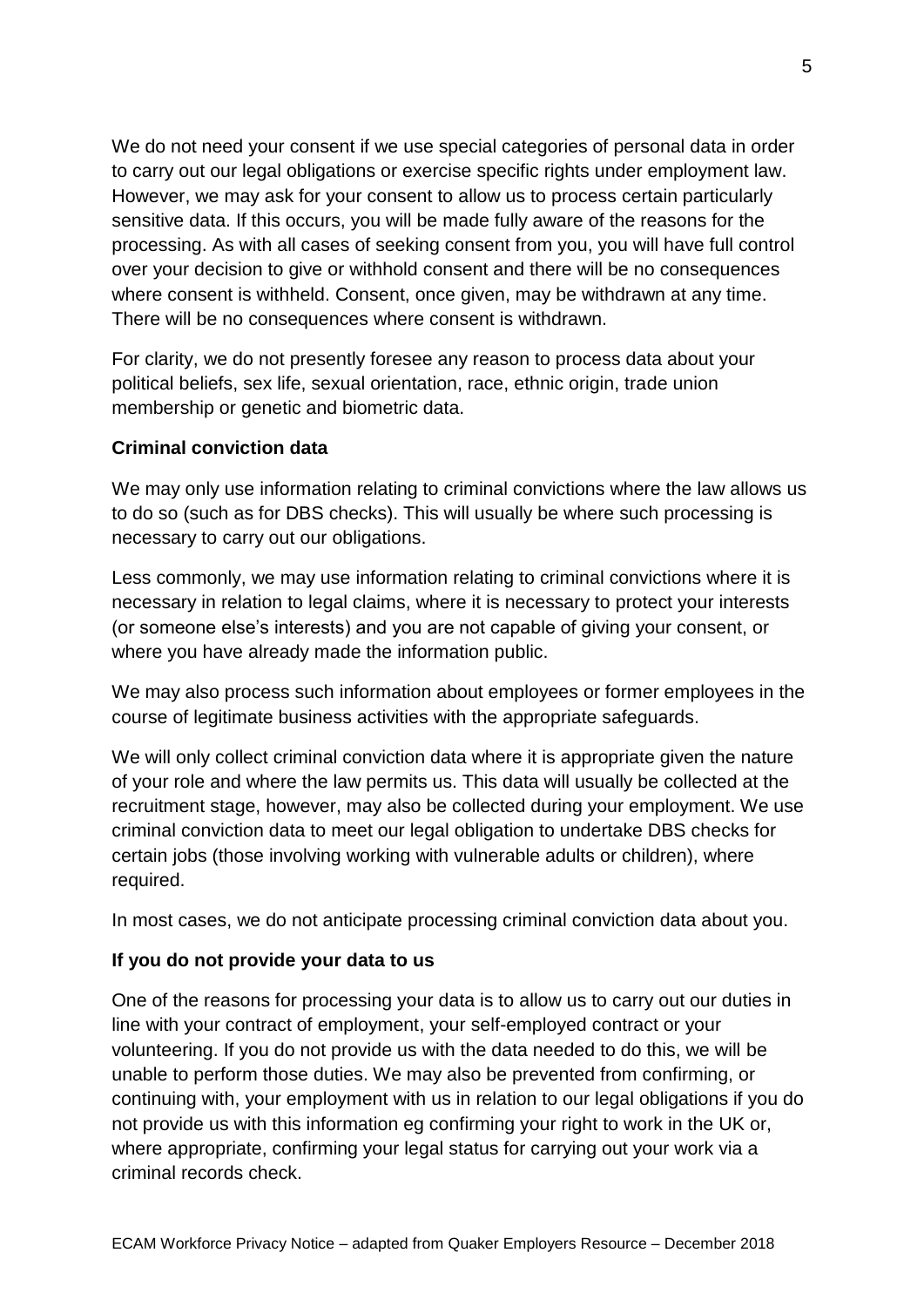We do not need your consent if we use special categories of personal data in order to carry out our legal obligations or exercise specific rights under employment law. However, we may ask for your consent to allow us to process certain particularly sensitive data. If this occurs, you will be made fully aware of the reasons for the processing. As with all cases of seeking consent from you, you will have full control over your decision to give or withhold consent and there will be no consequences where consent is withheld. Consent, once given, may be withdrawn at any time. There will be no consequences where consent is withdrawn.

For clarity, we do not presently foresee any reason to process data about your political beliefs, sex life, sexual orientation, race, ethnic origin, trade union membership or genetic and biometric data.

**Criminal conviction data**

We may only use information relating to criminal convictions where the law allows us to do so (such as for DBS checks). This will usually be where such processing is necessary to carry out our obligations.

Less commonly, we may use information relating to criminal convictions where it is necessary in relation to legal claims, where it is necessary to protect your interests (or someone else's interests) and you are not capable of giving your consent, or where you have already made the information public.

We may also process such information about employees or former employees in the course of legitimate business activities with the appropriate safeguards.

We will only collect criminal conviction data where it is appropriate given the nature of your role and where the law permits us. This data will usually be collected at the recruitment stage, however, may also be collected during your employment. We use criminal conviction data to meet our legal obligation to undertake DBS checks for certain jobs (those involving working with vulnerable adults or children), where required.

In most cases, we do not anticipate processing criminal conviction data about you.

**If you do not provide your data to us**

One of the reasons for processing your data is to allow us to carry out our duties in line with your contract of employment, your self-employed contract or your volunteering. If you do not provide us with the data needed to do this, we will be unable to perform those duties. We may also be prevented from confirming, or continuing with, your employment with us in relation to our legal obligations if you do not provide us with this information eg confirming your right to work in the UK or, where appropriate, confirming your legal status for carrying out your work via a criminal records check.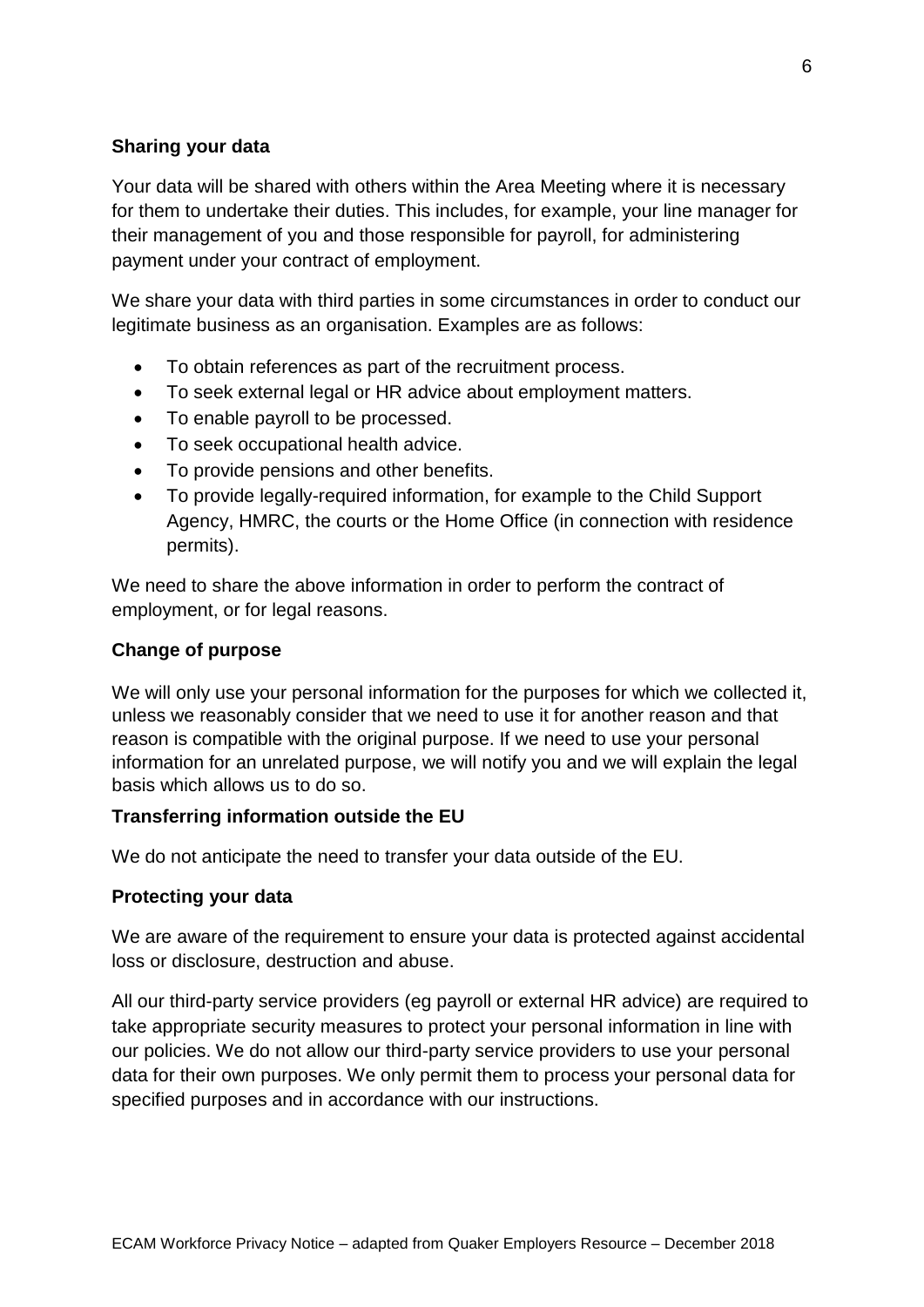**Sharing your data**

Your data will be shared with others within the Area Meeting where it is necessary for them to undertake their duties. This includes, for example, your line manager for their management of you and those responsible for payroll, for administering payment under your contract of employment.

We share your data with third parties in some circumstances in order to conduct our legitimate business as an organisation. Examples are as follows:

- To obtain references as part of the recruitment process.
- To seek external legal or HR advice about employment matters.
- To enable payroll to be processed.
- To seek occupational health advice.
- To provide pensions and other benefits.
- To provide legally-required information, for example to the Child Support Agency, HMRC, the courts or the Home Office (in connection with residence permits).

We need to share the above information in order to perform the contract of employment, or for legal reasons.

**Change of purpose**

We will only use your personal information for the purposes for which we collected it, unless we reasonably consider that we need to use it for another reason and that reason is compatible with the original purpose. If we need to use your personal information for an unrelated purpose, we will notify you and we will explain the legal basis which allows us to do so.

**Transferring information outside the EU**

We do not anticipate the need to transfer your data outside of the EU.

**Protecting your data**

We are aware of the requirement to ensure your data is protected against accidental loss or disclosure, destruction and abuse.

All our third-party service providers (eg payroll or external HR advice) are required to take appropriate security measures to protect your personal information in line with our policies. We do not allow our third-party service providers to use your personal data for their own purposes. We only permit them to process your personal data for specified purposes and in accordance with our instructions.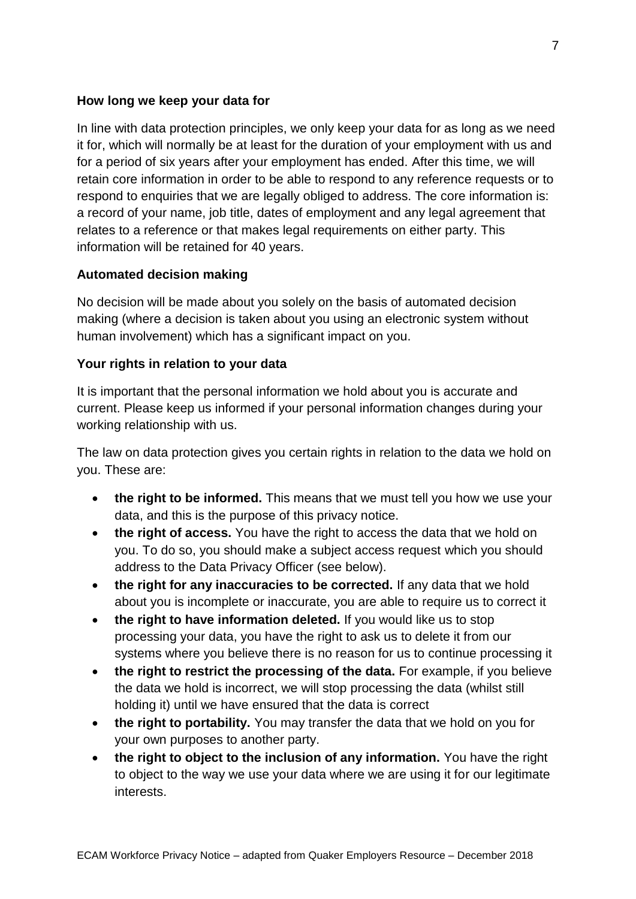**How long we keep your data for**

In line with data protection principles, we only keep your data for as long as we need it for, which will normally be at least for the duration of your employment with us and for a period of six years after your employment has ended. After this time, we will retain core information in order to be able to respond to any reference requests or to respond to enquiries that we are legally obliged to address. The core information is: a record of your name, job title, dates of employment and any legal agreement that relates to a reference or that makes legal requirements on either party. This information will be retained for 40 years.

**Automated decision making**

No decision will be made about you solely on the basis of automated decision making (where a decision is taken about you using an electronic system without human involvement) which has a significant impact on you.

**Your rights in relation to your data**

It is important that the personal information we hold about you is accurate and current. Please keep us informed if your personal information changes during your working relationship with us.

The law on data protection gives you certain rights in relation to the data we hold on you. These are:

- **the right to be informed.** This means that we must tell you how we use your data, and this is the purpose of this privacy notice.
- **the right of access.** You have the right to access the data that we hold on you. To do so, you should make a subject access request which you should address to the Data Privacy Officer (see below).
- **the right for any inaccuracies to be corrected.** If any data that we hold about you is incomplete or inaccurate, you are able to require us to correct it
- **the right to have information deleted.** If you would like us to stop processing your data, you have the right to ask us to delete it from our systems where you believe there is no reason for us to continue processing it
- **the right to restrict the processing of the data.** For example, if you believe the data we hold is incorrect, we will stop processing the data (whilst still holding it) until we have ensured that the data is correct
- **the right to portability.** You may transfer the data that we hold on you for your own purposes to another party.
- **the right to object to the inclusion of any information.** You have the right to object to the way we use your data where we are using it for our legitimate interests.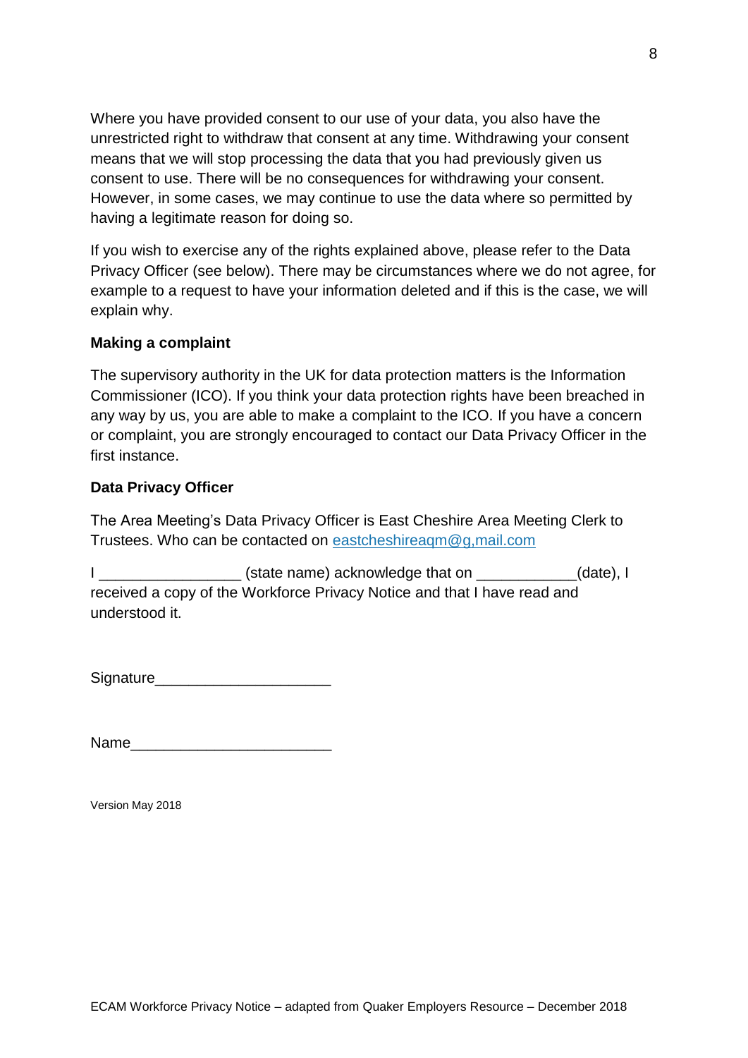Where you have provided consent to our use of your data, you also have the unrestricted right to withdraw that consent at any time. Withdrawing your consent means that we will stop processing the data that you had previously given us consent to use. There will be no consequences for withdrawing your consent. However, in some cases, we may continue to use the data where so permitted by having a legitimate reason for doing so.

If you wish to exercise any of the rights explained above, please refer to the Data Privacy Officer (see below). There may be circumstances where we do not agree, for example to a request to have your information deleted and if this is the case, we will explain why.

**Making a complaint**

The supervisory authority in the UK for data protection matters is the Information Commissioner (ICO). If you think your data protection rights have been breached in any way by us, you are able to make a complaint to the ICO. If you have a concern or complaint, you are strongly encouraged to contact our Data Privacy Officer in the first instance.

**Data Privacy Officer**

The Area Meeting's Data Privacy Officer is East Cheshire Area Meeting Clerk to Trustees. Who can be contacted on eastcheshireaqm@g,mail.com

I _________________ (state name) acknowledge that on ____________(date), I received a copy of the Workforce Privacy Notice and that I have read and understood it.

Signature_____________________

Name________________________

Version May 2018